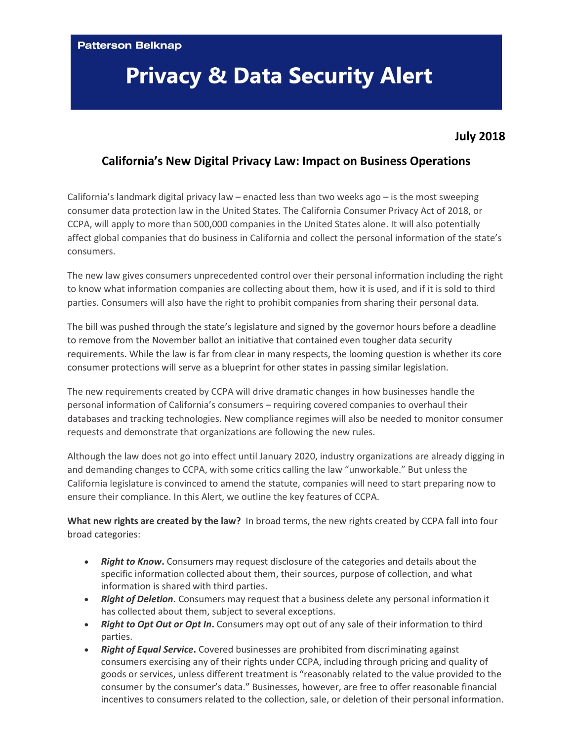Patterson Belknap

# Privacy & Data Security Alert

**July 2018**

## California's New Digital Privacy Law: Impact on Business Operations

California's landmark digital privacy law – enacted less than two weeks ago – is the most sweeping consumer data protection law in the United States. The California Consumer Privacy Act of 2018, or CCPA, will apply to more than 500,000 companies in the United States alone. It will also potentially affect global companies that do business in California and collect the personal information of the state's consumers.

The new law gives consumers unprecedented control over their personal information including the right to know what information companies are collecting about them, how it is used, and if it is sold to third parties. Consumers will also have the right to prohibit companies from sharing their personal data.

The bill was pushed through the state's legislature and signed by the governor hours before a deadline to remove from the November ballot an initiative that contained even tougher data security requirements. While the law is far from clear in many respects, the looming question is whether its core consumer protections will serve as a blueprint for other states in passing similar legislation.

The new requirements created by CCPA will drive dramatic changes in how businesses handle the personal information of California's consumers – requiring covered companies to overhaul their databases and tracking technologies. New compliance regimes will also be needed to monitor consumer requests and demonstrate that organizations are following the new rules.

Although the law does not go into effect until January 2020, industry organizations are already digging in and demanding changes to CCPA, with some critics calling the law "unworkable." But unless the California legislature is convinced to amend the statute, companies will need to start preparing now to ensure their compliance. In this Alert, we outline the key features of CCPA.

**What new rights are created by the law?** In broad terms, the new rights created by CCPA fall into four broad categories:

- ***Right to Know*.** Consumers may request disclosure of the categories and details about the specific information collected about them, their sources, purpose of collection, and what information is shared with third parties.
- ***Right of Deletion*.** Consumers may request that a business delete any personal information it has collected about them, subject to several exceptions.
- ***Right to Opt Out or Opt In*.** Consumers may opt out of any sale of their information to third parties.
- ***Right of Equal Service*.** Covered businesses are prohibited from discriminating against consumers exercising any of their rights under CCPA, including through pricing and quality of goods or services, unless different treatment is "reasonably related to the value provided to the consumer by the consumer's data." Businesses, however, are free to offer reasonable financial incentives to consumers related to the collection, sale, or deletion of their personal information.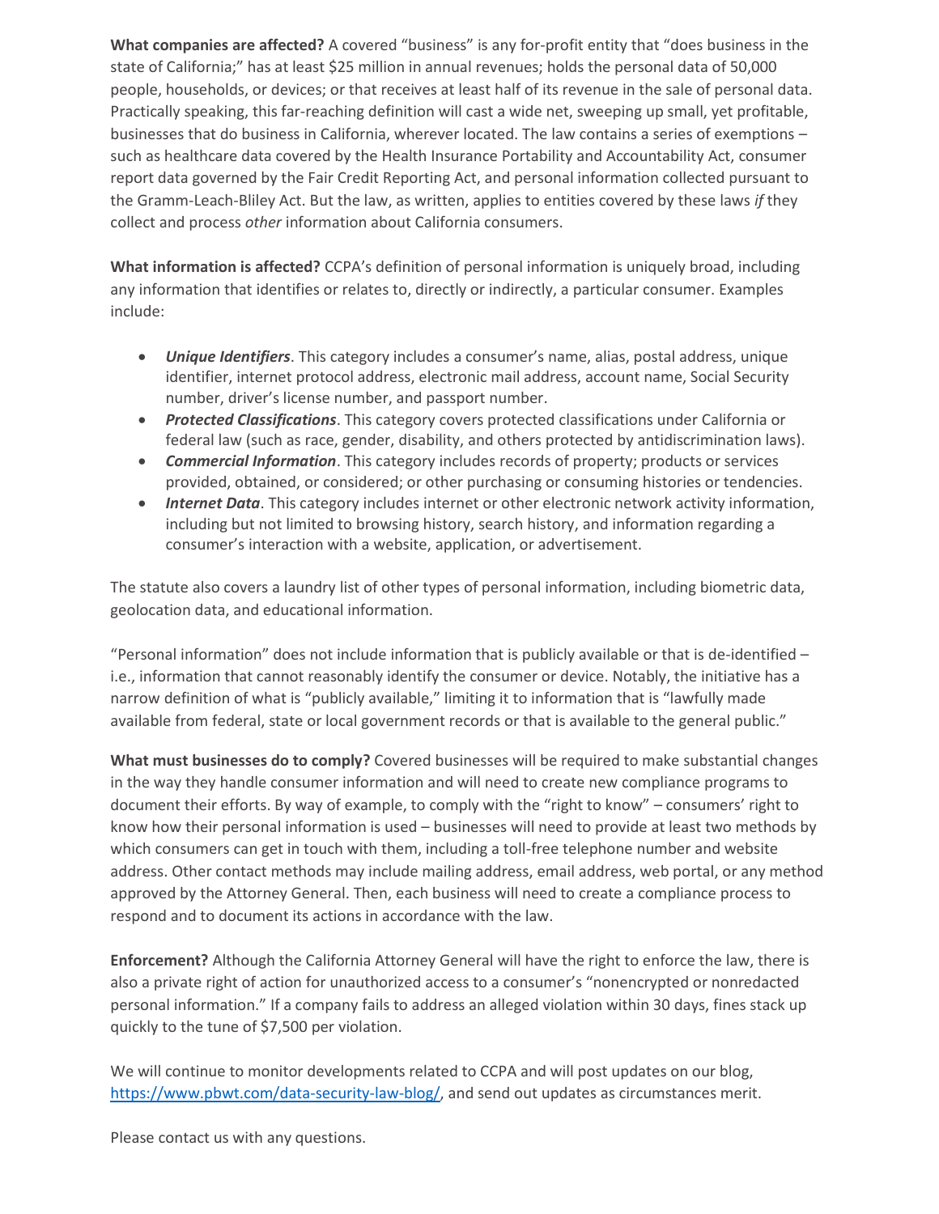**What companies are affected?** A covered "business" is any for-profit entity that "does business in the state of California;" has at least $25 million in annual revenues; holds the personal data of 50,000 people, households, or devices; or that receives at least half of its revenue in the sale of personal data. Practically speaking, this far-reaching definition will cast a wide net, sweeping up small, yet profitable, businesses that do business in California, wherever located. The law contains a series of exemptions – such as healthcare data covered by the Health Insurance Portability and Accountability Act, consumer report data governed by the Fair Credit Reporting Act, and personal information collected pursuant to the Gramm-Leach-Bliley Act. But the law, as written, applies to entities covered by these laws *if* they collect and process *other* information about California consumers.

**What information is affected?** CCPA's definition of personal information is uniquely broad, including any information that identifies or relates to, directly or indirectly, a particular consumer. Examples include:

- ***Unique Identifiers***. This category includes a consumer's name, alias, postal address, unique identifier, internet protocol address, electronic mail address, account name, Social Security number, driver's license number, and passport number.
- ***Protected Classifications***. This category covers protected classifications under California or federal law (such as race, gender, disability, and others protected by antidiscrimination laws).
- ***Commercial Information***. This category includes records of property; products or services provided, obtained, or considered; or other purchasing or consuming histories or tendencies.
- ***Internet Data***. This category includes internet or other electronic network activity information, including but not limited to browsing history, search history, and information regarding a consumer's interaction with a website, application, or advertisement.

The statute also covers a laundry list of other types of personal information, including biometric data, geolocation data, and educational information.

"Personal information" does not include information that is publicly available or that is de-identified – i.e., information that cannot reasonably identify the consumer or device. Notably, the initiative has a narrow definition of what is "publicly available," limiting it to information that is "lawfully made available from federal, state or local government records or that is available to the general public."

**What must businesses do to comply?** Covered businesses will be required to make substantial changes in the way they handle consumer information and will need to create new compliance programs to document their efforts. By way of example, to comply with the "right to know" – consumers' right to know how their personal information is used – businesses will need to provide at least two methods by which consumers can get in touch with them, including a toll-free telephone number and website address. Other contact methods may include mailing address, email address, web portal, or any method approved by the Attorney General. Then, each business will need to create a compliance process to respond and to document its actions in accordance with the law.

**Enforcement?** Although the California Attorney General will have the right to enforce the law, there is also a private right of action for unauthorized access to a consumer's "nonencrypted or nonredacted personal information." If a company fails to address an alleged violation within 30 days, fines stack up quickly to the tune of $7,500 per violation.

We will continue to monitor developments related to CCPA and will post updates on our blog, https://www.pbwt.com/data-security-law-blog/, and send out updates as circumstances merit.

Please contact us with any questions.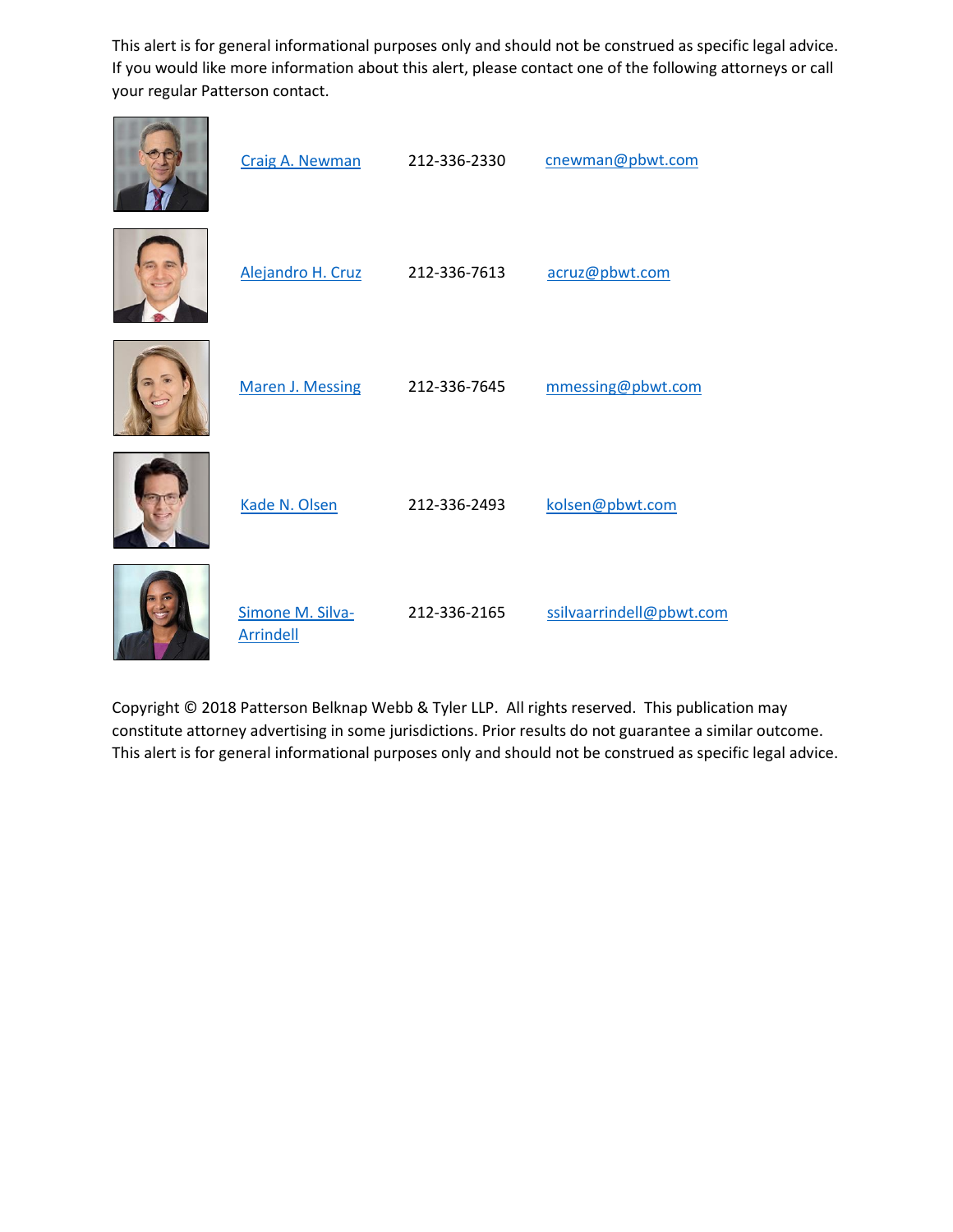This alert is for general informational purposes only and should not be construed as specific legal advice. If you would like more information about this alert, please contact one of the following attorneys or call your regular Patterson contact.

| | | |
|---|---|---|
| Craig A. Newman | 212-336-2330 | cnewman@pbwt.com |
| Alejandro H. Cruz | 212-336-7613 | acruz@pbwt.com |
| Maren J. Messing | 212-336-7645 | mmessing@pbwt.com |
| Kade N. Olsen | 212-336-2493 | kolsen@pbwt.com |
| Simone M. Silva-Arrindell | 212-336-2165 | ssilvaarrindell@pbwt.com |

Copyright © 2018 Patterson Belknap Webb & Tyler LLP. All rights reserved. This publication may constitute attorney advertising in some jurisdictions. Prior results do not guarantee a similar outcome. This alert is for general informational purposes only and should not be construed as specific legal advice.